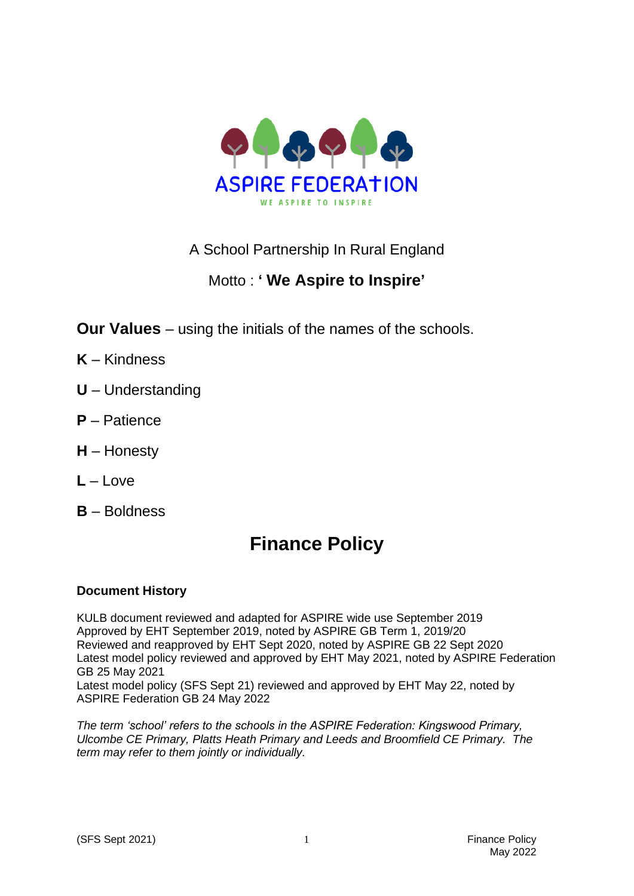ASPIRE FEDERATION

WE ASPIRE TO INSPIRE

A School Partnership In Rural England

Motto : **' We Aspire to Inspire'**

**Our Values** – using the initials of the names of the schools.

**K** – Kindness

**U** – Understanding

**P** – Patience

**H** – Honesty

**L** – Love

**B** – Boldness

# Finance Policy

### Document History

KULB document reviewed and adapted for ASPIRE wide use September 2019
Approved by EHT September 2019, noted by ASPIRE GB Term 1, 2019/20
Reviewed and reapproved by EHT Sept 2020, noted by ASPIRE GB 22 Sept 2020
Latest model policy reviewed and approved by EHT May 2021, noted by ASPIRE Federation GB 25 May 2021
Latest model policy (SFS Sept 21) reviewed and approved by EHT May 22, noted by ASPIRE Federation GB 24 May 2022

*The term 'school' refers to the schools in the ASPIRE Federation: Kingswood Primary, Ulcombe CE Primary, Platts Heath Primary and Leeds and Broomfield CE Primary. The term may refer to them jointly or individually.*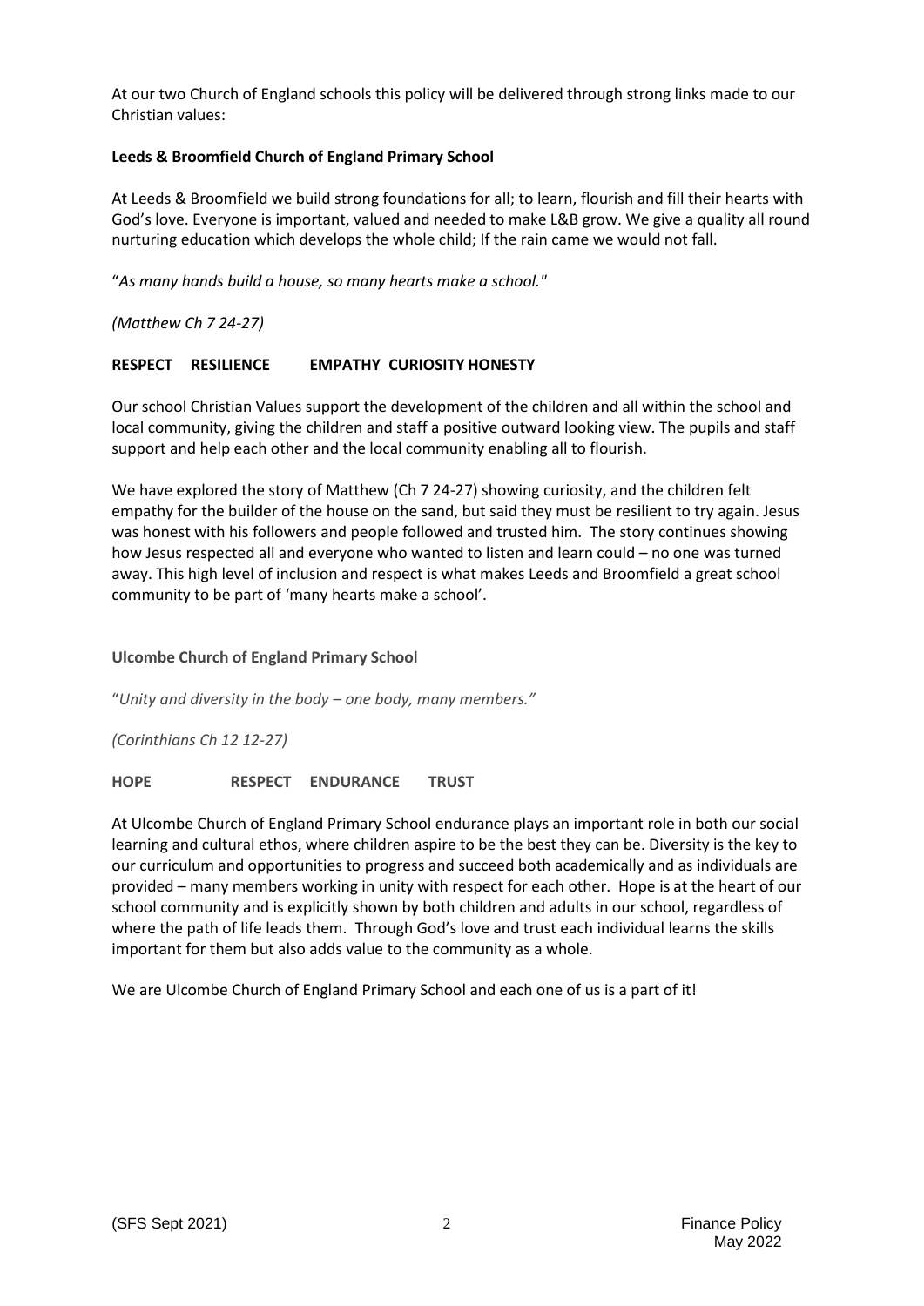At our two Church of England schools this policy will be delivered through strong links made to our Christian values:

**Leeds & Broomfield Church of England Primary School**

At Leeds & Broomfield we build strong foundations for all; to learn, flourish and fill their hearts with God's love. Everyone is important, valued and needed to make L&B grow. We give a quality all round nurturing education which develops the whole child; If the rain came we would not fall.

"*As many hands build a house, so many hearts make a school."*

*(Matthew Ch 7 24-27)*

**RESPECT RESILIENCE EMPATHY CURIOSITY HONESTY**

Our school Christian Values support the development of the children and all within the school and local community, giving the children and staff a positive outward looking view. The pupils and staff support and help each other and the local community enabling all to flourish.

We have explored the story of Matthew (Ch 7 24-27) showing curiosity, and the children felt empathy for the builder of the house on the sand, but said they must be resilient to try again. Jesus was honest with his followers and people followed and trusted him. The story continues showing how Jesus respected all and everyone who wanted to listen and learn could – no one was turned away. This high level of inclusion and respect is what makes Leeds and Broomfield a great school community to be part of 'many hearts make a school'.

**Ulcombe Church of England Primary School**

"*Unity and diversity in the body – one body, many members."*

*(Corinthians Ch 12 12-27)*

**HOPE RESPECT ENDURANCE TRUST**

At Ulcombe Church of England Primary School endurance plays an important role in both our social learning and cultural ethos, where children aspire to be the best they can be. Diversity is the key to our curriculum and opportunities to progress and succeed both academically and as individuals are provided – many members working in unity with respect for each other. Hope is at the heart of our school community and is explicitly shown by both children and adults in our school, regardless of where the path of life leads them. Through God's love and trust each individual learns the skills important for them but also adds value to the community as a whole.

We are Ulcombe Church of England Primary School and each one of us is a part of it!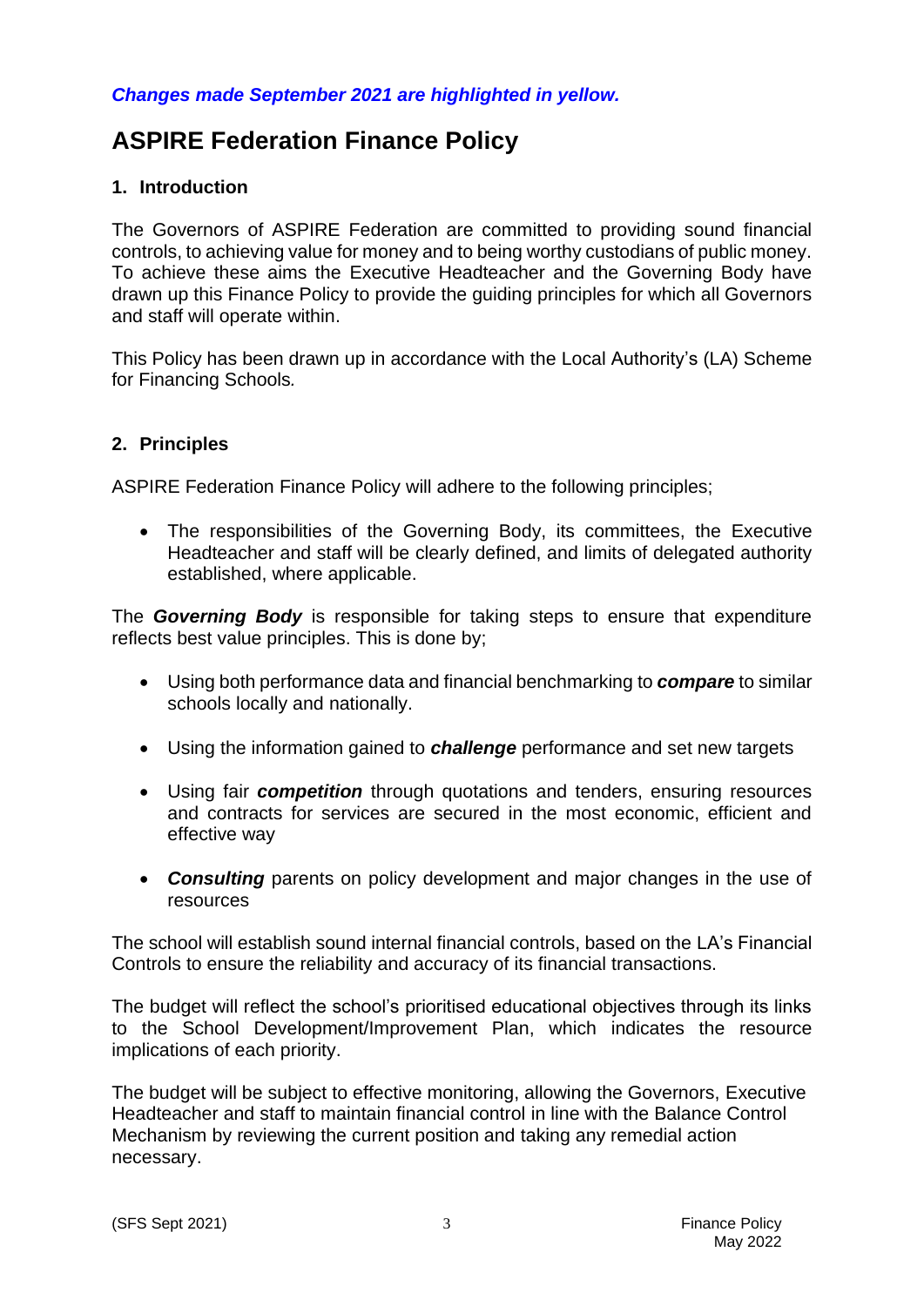***Changes made September 2021 are highlighted in yellow.***

# ASPIRE Federation Finance Policy

## 1. Introduction

The Governors of ASPIRE Federation are committed to providing sound financial controls, to achieving value for money and to being worthy custodians of public money. To achieve these aims the Executive Headteacher and the Governing Body have drawn up this Finance Policy to provide the guiding principles for which all Governors and staff will operate within.

This Policy has been drawn up in accordance with the Local Authority's (LA) Scheme for Financing Schools.

## 2. Principles

ASPIRE Federation Finance Policy will adhere to the following principles;

- The responsibilities of the Governing Body, its committees, the Executive Headteacher and staff will be clearly defined, and limits of delegated authority established, where applicable.

The ***Governing Body*** is responsible for taking steps to ensure that expenditure reflects best value principles. This is done by;

- Using both performance data and financial benchmarking to ***compare*** to similar schools locally and nationally.
- Using the information gained to ***challenge*** performance and set new targets
- Using fair ***competition*** through quotations and tenders, ensuring resources and contracts for services are secured in the most economic, efficient and effective way
- ***Consulting*** parents on policy development and major changes in the use of resources

The school will establish sound internal financial controls, based on the LA's Financial Controls to ensure the reliability and accuracy of its financial transactions.

The budget will reflect the school's prioritised educational objectives through its links to the School Development/Improvement Plan, which indicates the resource implications of each priority.

The budget will be subject to effective monitoring, allowing the Governors, Executive Headteacher and staff to maintain financial control in line with the Balance Control Mechanism by reviewing the current position and taking any remedial action necessary.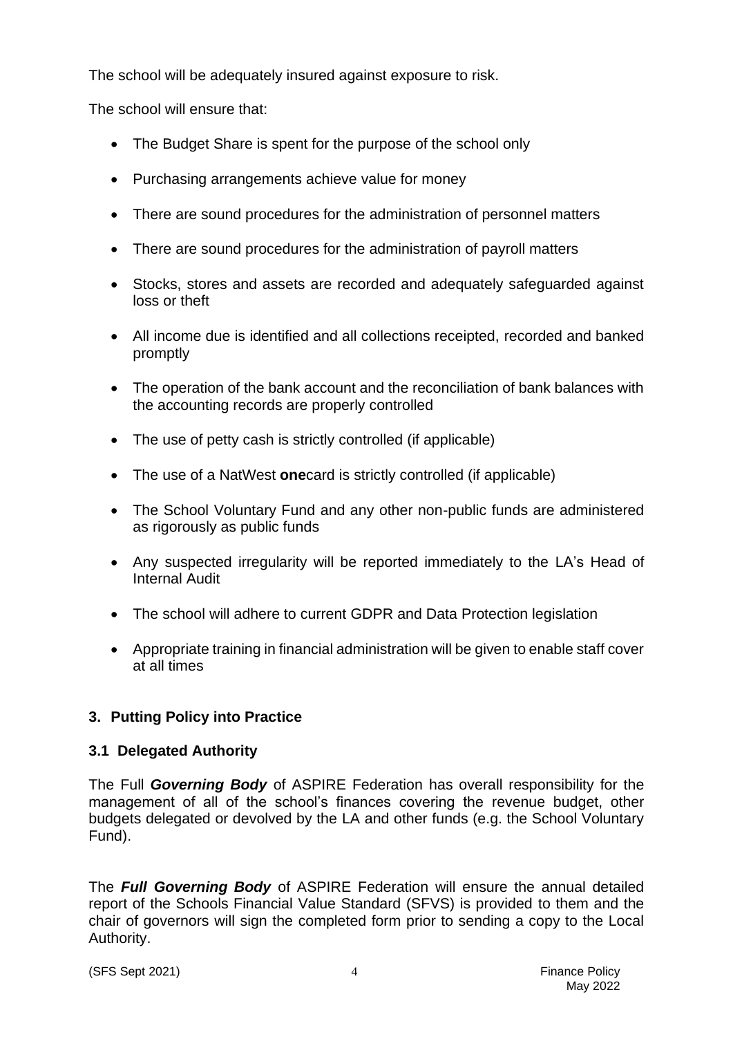The school will be adequately insured against exposure to risk.

The school will ensure that:

- The Budget Share is spent for the purpose of the school only
- Purchasing arrangements achieve value for money
- There are sound procedures for the administration of personnel matters
- There are sound procedures for the administration of payroll matters
- Stocks, stores and assets are recorded and adequately safeguarded against loss or theft
- All income due is identified and all collections receipted, recorded and banked promptly
- The operation of the bank account and the reconciliation of bank balances with the accounting records are properly controlled
- The use of petty cash is strictly controlled (if applicable)
- The use of a NatWest **one**card is strictly controlled (if applicable)
- The School Voluntary Fund and any other non-public funds are administered as rigorously as public funds
- Any suspected irregularity will be reported immediately to the LA's Head of Internal Audit
- The school will adhere to current GDPR and Data Protection legislation
- Appropriate training in financial administration will be given to enable staff cover at all times

## 3. Putting Policy into Practice

### 3.1 Delegated Authority

The Full ***Governing Body*** of ASPIRE Federation has overall responsibility for the management of all of the school's finances covering the revenue budget, other budgets delegated or devolved by the LA and other funds (e.g. the School Voluntary Fund).

The ***Full Governing Body*** of ASPIRE Federation will ensure the annual detailed report of the Schools Financial Value Standard (SFVS) is provided to them and the chair of governors will sign the completed form prior to sending a copy to the Local Authority.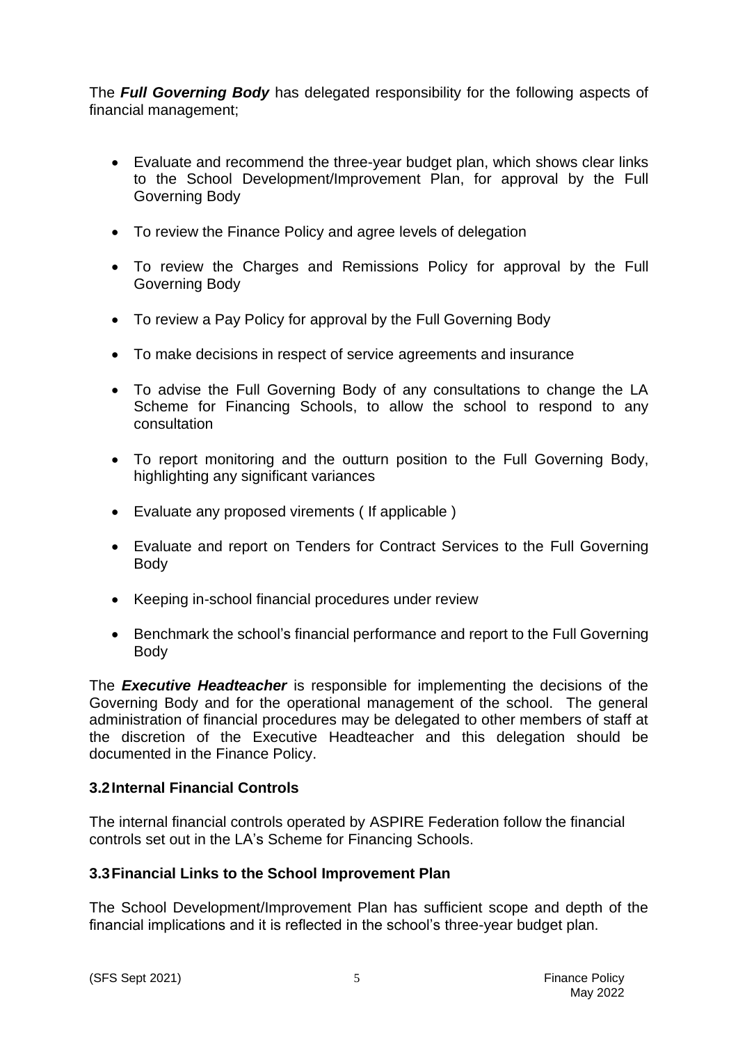The ***Full Governing Body*** has delegated responsibility for the following aspects of financial management;

- Evaluate and recommend the three-year budget plan, which shows clear links to the School Development/Improvement Plan, for approval by the Full Governing Body
- To review the Finance Policy and agree levels of delegation
- To review the Charges and Remissions Policy for approval by the Full Governing Body
- To review a Pay Policy for approval by the Full Governing Body
- To make decisions in respect of service agreements and insurance
- To advise the Full Governing Body of any consultations to change the LA Scheme for Financing Schools, to allow the school to respond to any consultation
- To report monitoring and the outturn position to the Full Governing Body, highlighting any significant variances
- Evaluate any proposed virements ( If applicable )
- Evaluate and report on Tenders for Contract Services to the Full Governing Body
- Keeping in-school financial procedures under review
- Benchmark the school's financial performance and report to the Full Governing Body

The ***Executive Headteacher*** is responsible for implementing the decisions of the Governing Body and for the operational management of the school. The general administration of financial procedures may be delegated to other members of staff at the discretion of the Executive Headteacher and this delegation should be documented in the Finance Policy.

### 3.2 Internal Financial Controls

The internal financial controls operated by ASPIRE Federation follow the financial controls set out in the LA's Scheme for Financing Schools.

### 3.3 Financial Links to the School Improvement Plan

The School Development/Improvement Plan has sufficient scope and depth of the financial implications and it is reflected in the school's three-year budget plan.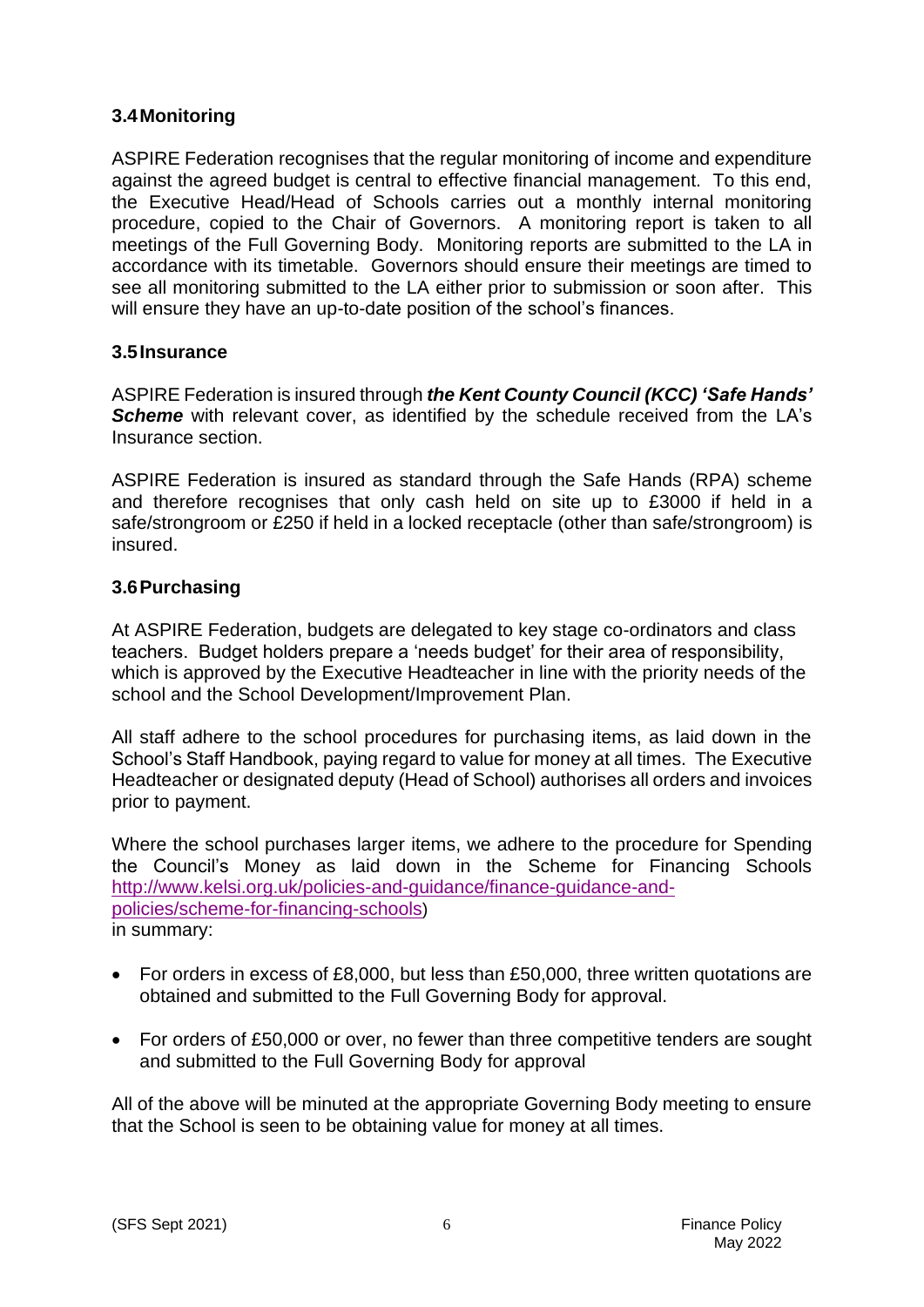### 3.4 Monitoring

ASPIRE Federation recognises that the regular monitoring of income and expenditure against the agreed budget is central to effective financial management. To this end, the Executive Head/Head of Schools carries out a monthly internal monitoring procedure, copied to the Chair of Governors. A monitoring report is taken to all meetings of the Full Governing Body. Monitoring reports are submitted to the LA in accordance with its timetable. Governors should ensure their meetings are timed to see all monitoring submitted to the LA either prior to submission or soon after. This will ensure they have an up-to-date position of the school's finances.

### 3.5 Insurance

ASPIRE Federation is insured through ***the Kent County Council (KCC) 'Safe Hands' Scheme*** with relevant cover, as identified by the schedule received from the LA's Insurance section.

ASPIRE Federation is insured as standard through the Safe Hands (RPA) scheme and therefore recognises that only cash held on site up to £3000 if held in a safe/strongroom or £250 if held in a locked receptacle (other than safe/strongroom) is insured.

### 3.6 Purchasing

At ASPIRE Federation, budgets are delegated to key stage co-ordinators and class teachers. Budget holders prepare a 'needs budget' for their area of responsibility, which is approved by the Executive Headteacher in line with the priority needs of the school and the School Development/Improvement Plan.

All staff adhere to the school procedures for purchasing items, as laid down in the School's Staff Handbook, paying regard to value for money at all times. The Executive Headteacher or designated deputy (Head of School) authorises all orders and invoices prior to payment.

Where the school purchases larger items, we adhere to the procedure for Spending the Council's Money as laid down in the Scheme for Financing Schools http://www.kelsi.org.uk/policies-and-guidance/finance-guidance-and-policies/scheme-for-financing-schools)
in summary:

- For orders in excess of £8,000, but less than £50,000, three written quotations are obtained and submitted to the Full Governing Body for approval.
- For orders of £50,000 or over, no fewer than three competitive tenders are sought and submitted to the Full Governing Body for approval

All of the above will be minuted at the appropriate Governing Body meeting to ensure that the School is seen to be obtaining value for money at all times.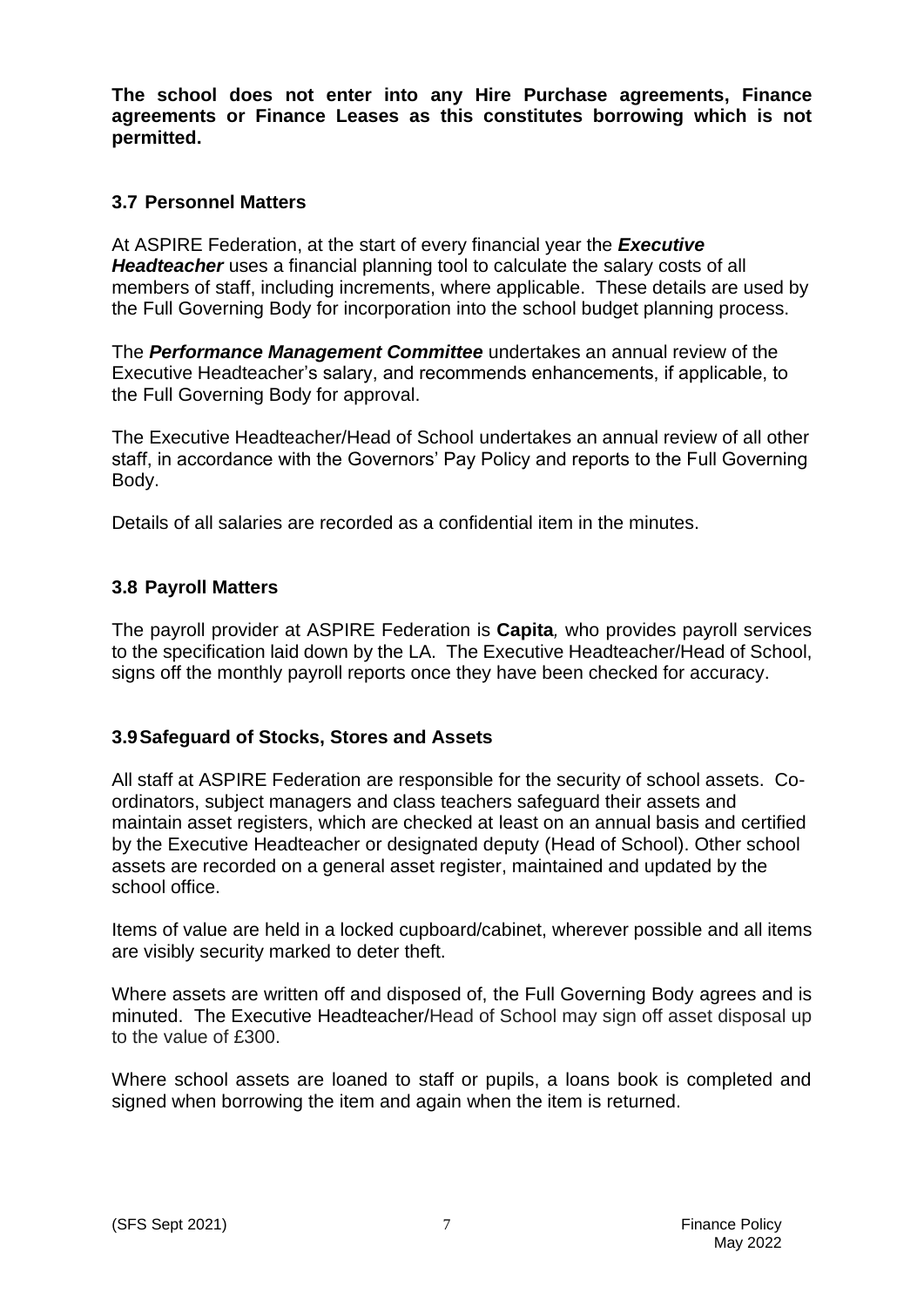**The school does not enter into any Hire Purchase agreements, Finance agreements or Finance Leases as this constitutes borrowing which is not permitted.**

### 3.7 Personnel Matters

At ASPIRE Federation, at the start of every financial year the ***Executive Headteacher*** uses a financial planning tool to calculate the salary costs of all members of staff, including increments, where applicable. These details are used by the Full Governing Body for incorporation into the school budget planning process.

The ***Performance Management Committee*** undertakes an annual review of the Executive Headteacher's salary, and recommends enhancements, if applicable, to the Full Governing Body for approval.

The Executive Headteacher/Head of School undertakes an annual review of all other staff, in accordance with the Governors' Pay Policy and reports to the Full Governing Body.

Details of all salaries are recorded as a confidential item in the minutes.

### 3.8 Payroll Matters

The payroll provider at ASPIRE Federation is **Capita***,* who provides payroll services to the specification laid down by the LA. The Executive Headteacher/Head of School, signs off the monthly payroll reports once they have been checked for accuracy.

### 3.9 Safeguard of Stocks, Stores and Assets

All staff at ASPIRE Federation are responsible for the security of school assets. Co-ordinators, subject managers and class teachers safeguard their assets and maintain asset registers, which are checked at least on an annual basis and certified by the Executive Headteacher or designated deputy (Head of School). Other school assets are recorded on a general asset register, maintained and updated by the school office.

Items of value are held in a locked cupboard/cabinet, wherever possible and all items are visibly security marked to deter theft.

Where assets are written off and disposed of, the Full Governing Body agrees and is minuted. The Executive Headteacher/Head of School may sign off asset disposal up to the value of £300.

Where school assets are loaned to staff or pupils, a loans book is completed and signed when borrowing the item and again when the item is returned.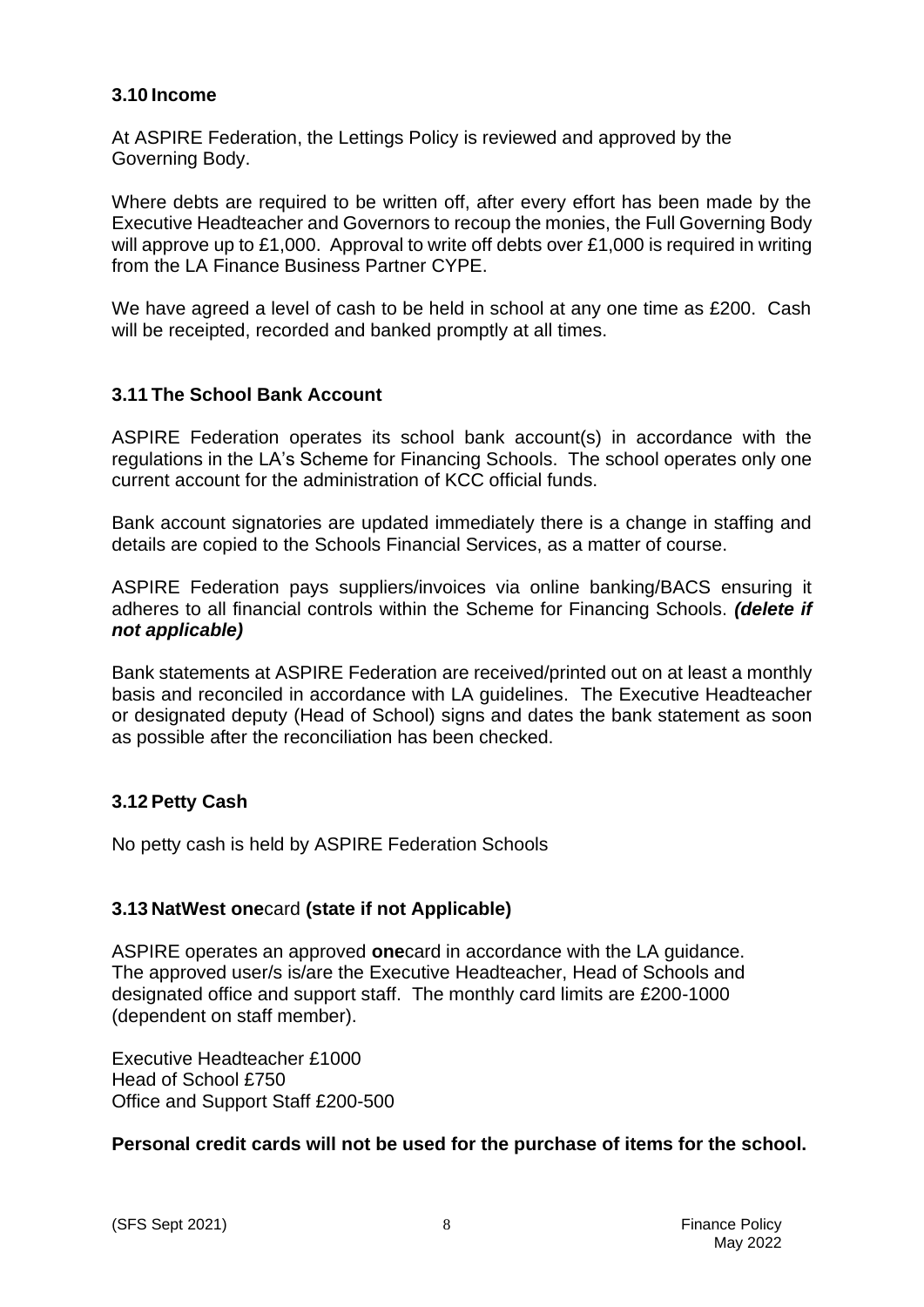### 3.10 Income

At ASPIRE Federation, the Lettings Policy is reviewed and approved by the Governing Body.

Where debts are required to be written off, after every effort has been made by the Executive Headteacher and Governors to recoup the monies, the Full Governing Body will approve up to £1,000. Approval to write off debts over £1,000 is required in writing from the LA Finance Business Partner CYPE.

We have agreed a level of cash to be held in school at any one time as £200. Cash will be receipted, recorded and banked promptly at all times.

### 3.11 The School Bank Account

ASPIRE Federation operates its school bank account(s) in accordance with the regulations in the LA's Scheme for Financing Schools. The school operates only one current account for the administration of KCC official funds.

Bank account signatories are updated immediately there is a change in staffing and details are copied to the Schools Financial Services, as a matter of course.

ASPIRE Federation pays suppliers/invoices via online banking/BACS ensuring it adheres to all financial controls within the Scheme for Financing Schools. ***(delete if not applicable)***

Bank statements at ASPIRE Federation are received/printed out on at least a monthly basis and reconciled in accordance with LA guidelines. The Executive Headteacher or designated deputy (Head of School) signs and dates the bank statement as soon as possible after the reconciliation has been checked.

### 3.12 Petty Cash

No petty cash is held by ASPIRE Federation Schools

### 3.13 NatWest **one**card (state if not Applicable)

ASPIRE operates an approved **one**card in accordance with the LA guidance. The approved user/s is/are the Executive Headteacher, Head of Schools and designated office and support staff. The monthly card limits are £200-1000 (dependent on staff member).

Executive Headteacher £1000
Head of School £750
Office and Support Staff £200-500

**Personal credit cards will not be used for the purchase of items for the school.**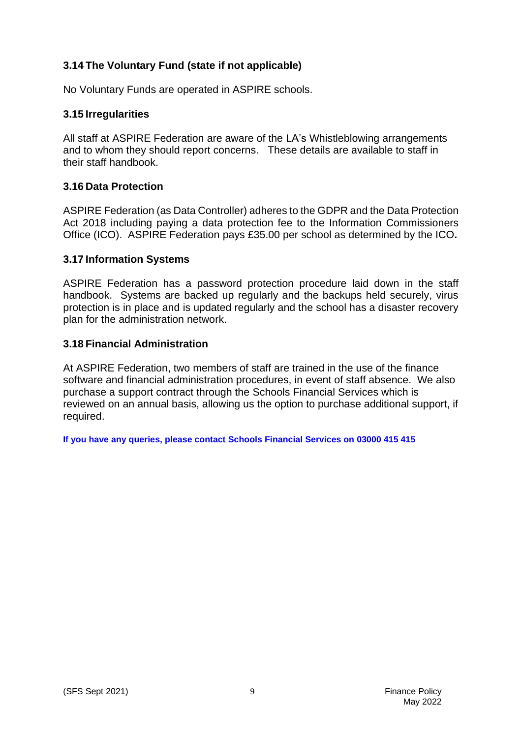### 3.14 The Voluntary Fund (state if not applicable)

No Voluntary Funds are operated in ASPIRE schools.

### 3.15 Irregularities

All staff at ASPIRE Federation are aware of the LA's Whistleblowing arrangements and to whom they should report concerns. These details are available to staff in their staff handbook.

### 3.16 Data Protection

ASPIRE Federation (as Data Controller) adheres to the GDPR and the Data Protection Act 2018 including paying a data protection fee to the Information Commissioners Office (ICO). ASPIRE Federation pays £35.00 per school as determined by the ICO**.**

### 3.17 Information Systems

ASPIRE Federation has a password protection procedure laid down in the staff handbook. Systems are backed up regularly and the backups held securely, virus protection is in place and is updated regularly and the school has a disaster recovery plan for the administration network.

### 3.18 Financial Administration

At ASPIRE Federation, two members of staff are trained in the use of the finance software and financial administration procedures, in event of staff absence. We also purchase a support contract through the Schools Financial Services which is reviewed on an annual basis, allowing us the option to purchase additional support, if required.

**If you have any queries, please contact Schools Financial Services on 03000 415 415**